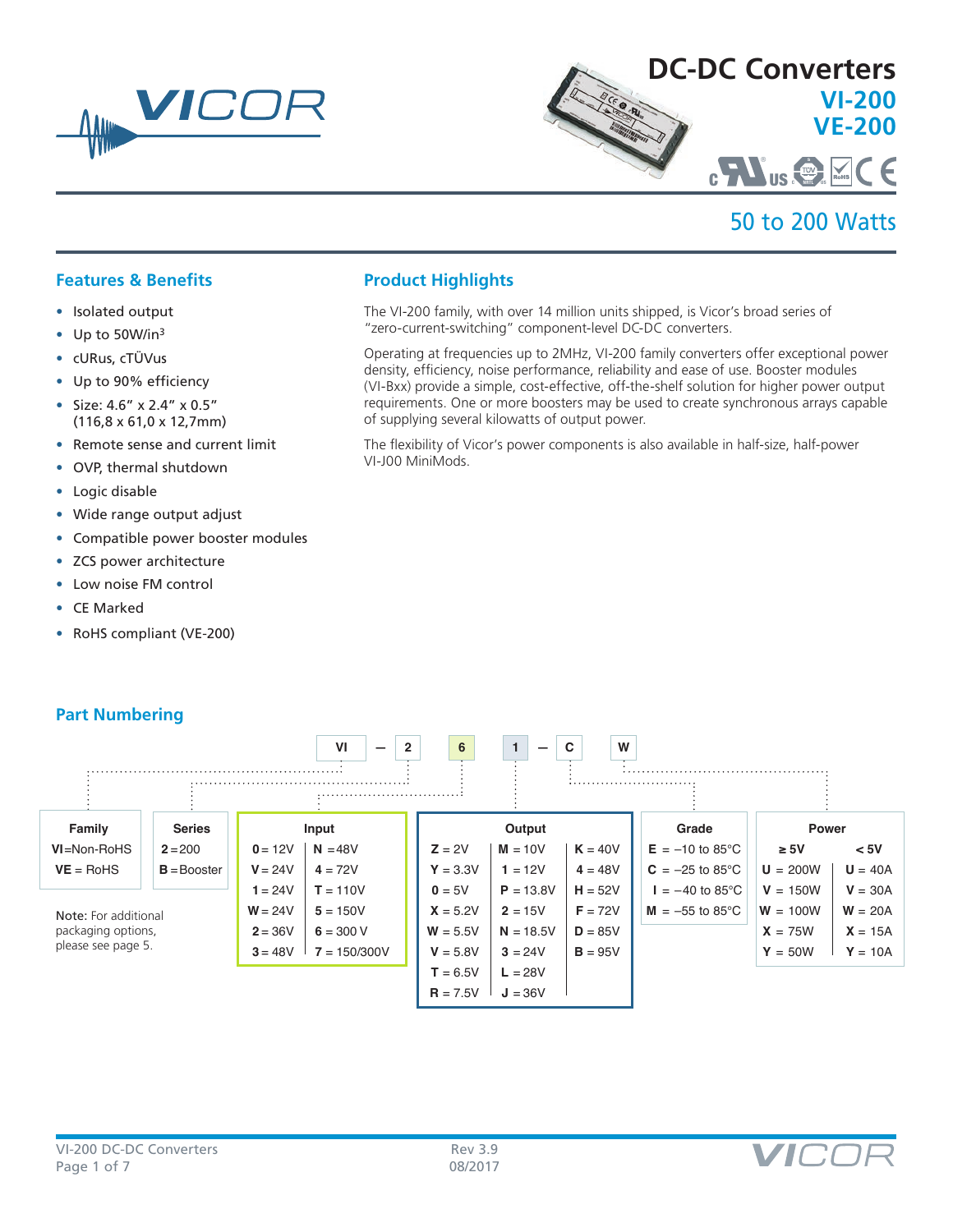# DC-DC Converters

## VI-200
## VE-200

## 50 to 200 Watts

### Features & Benefits

- Isolated output
- Up to 50W/in$^3$
- cURus, cTÜVus
- Up to 90% efficiency
- Size: 4.6" x 2.4" x 0.5" (116,8 x 61,0 x 12,7mm)
- Remote sense and current limit
- OVP, thermal shutdown
- Logic disable
- Wide range output adjust
- Compatible power booster modules
- ZCS power architecture
- Low noise FM control
- CE Marked
- RoHS compliant (VE-200)

### Product Highlights

The VI-200 family, with over 14 million units shipped, is Vicor's broad series of "zero-current-switching" component-level DC-DC converters.

Operating at frequencies up to 2MHz, VI-200 family converters offer exceptional power density, efficiency, noise performance, reliability and ease of use. Booster modules (VI-Bxx) provide a simple, cost-effective, off-the-shelf solution for higher power output requirements. One or more boosters may be used to create synchronous arrays capable of supplying several kilowatts of output power.

The flexibility of Vicor's power components is also available in half-size, half-power VI-J00 MiniMods.

### Part Numbering

VI – 2 6 1 – C W

| Family |
|---|
| **VI**=Non-RoHS |
| **VE** = RoHS |

| Series |
|---|
| **2** = 200 |
| **B** = Booster |

| Input | |
|---|---|
| **0** = 12V | **N** = 48V |
| **V** = 24V | **4** = 72V |
| **1** = 24V | **T** = 110V |
| **W** = 24V | **5** = 150V |
| **2** = 36V | **6** = 300 V |
| **3** = 48V | **7** = 150/300V |

| Output | | |
|---|---|---|
| **Z** = 2V | **M** = 10V | **K** = 40V |
| **Y** = 3.3V | **1** = 12V | **4** = 48V |
| **0** = 5V | **P** = 13.8V | **H** = 52V |
| **X** = 5.2V | **2** = 15V | **F** = 72V |
| **W** = 5.5V | **N** = 18.5V | **D** = 85V |
| **V** = 5.8V | **3** = 24V | **B** = 95V |
| **T** = 6.5V | **L** = 28V | |
| **R** = 7.5V | **J** = 36V | |

| Grade |
|---|
| **E** = –10 to 85°C |
| **C** = –25 to 85°C |
| **I** = –40 to 85°C |
| **M** = –55 to 85°C |

| Power | |
|---|---|
| **≥ 5V** | **< 5V** |
| **U** = 200W | **U** = 40A |
| **V** = 150W | **V** = 30A |
| **W** = 100W | **W** = 20A |
| **X** = 75W | **X** = 15A |
| **Y** = 50W | **Y** = 10A |

Note: For additional packaging options, please see page 5.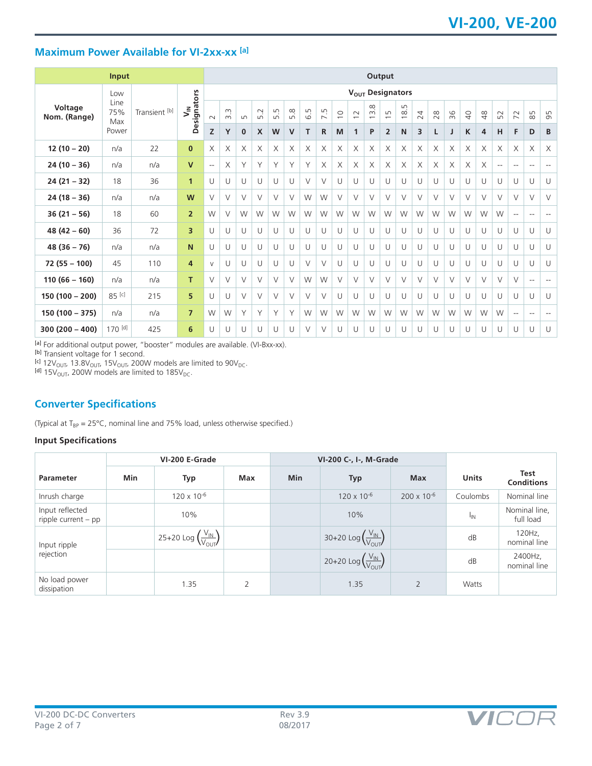## Maximum Power Available for VI-2xx-xx [a]

| Input | | | | Output | | | | | | | | | | | | | | | | | | | | | | |
|---|---|---|---|---|---|---|---|---|---|---|---|---|---|---|---|---|---|---|---|---|---|---|---|---|---|---|
| Voltage Nom. (Range) | Low Line 75% Max Power | Transient [b] | $V_{IN}$ Designators | 2 | 3.3 | 5 | 5.2 | 5.5 | 5.8 | 6.5 | 7.5 | 10 | 12 | 13.8 | 15 | 18.5 | 24 | 28 | 36 | 40 | 48 | 52 | 72 | 85 | 95 |
| | | | | Z | Y | 0 | X | W | V | T | R | M | 1 | P | 2 | N | 3 | L | J | K | 4 | H | F | D | B |
| 12 (10 – 20) | n/a | 22 | 0 | X | X | X | X | X | X | X | X | X | X | X | X | X | X | X | X | X | X | X | X | X | X |
| 24 (10 – 36) | n/a | n/a | V | -- | X | Y | Y | Y | Y | Y | X | X | X | X | X | X | X | X | X | X | X | -- | -- | -- | -- |
| 24 (21 – 32) | 18 | 36 | 1 | U | U | U | U | U | U | V | V | U | U | U | U | U | U | U | U | U | U | U | U | U | U |
| 24 (18 – 36) | n/a | n/a | W | V | V | V | V | V | V | W | W | V | V | V | V | V | V | V | V | V | V | V | V | V | V |
| 36 (21 – 56) | 18 | 60 | 2 | W | V | W | W | W | W | W | W | W | W | W | W | W | W | W | W | W | W | W | -- | -- | -- |
| 48 (42 – 60) | 36 | 72 | 3 | U | U | U | U | U | U | U | U | U | U | U | U | U | U | U | U | U | U | U | U | U | U |
| 48 (36 – 76) | n/a | n/a | N | U | U | U | U | U | U | U | U | U | U | U | U | U | U | U | U | U | U | U | U | U | U |
| 72 (55 – 100) | 45 | 110 | 4 | v | U | U | U | U | U | V | V | U | U | U | U | U | U | U | U | U | U | U | U | U | U |
| 110 (66 – 160) | n/a | n/a | T | V | V | V | V | V | V | W | W | V | V | V | V | V | V | V | V | V | V | V | V | -- | -- |
| 150 (100 – 200) | 85 [c] | 215 | 5 | U | U | V | V | V | V | V | V | U | U | U | U | U | U | U | U | U | U | U | U | U | U |
| 150 (100 – 375) | n/a | n/a | 7 | W | W | Y | Y | Y | Y | W | W | W | W | W | W | W | W | W | W | W | W | W | -- | -- | -- |
| 300 (200 – 400) | 170 [d] | 425 | 6 | U | U | U | U | U | U | V | V | U | U | U | U | U | U | U | U | U | U | U | U | U | U |

[a] For additional output power, "booster" modules are available. (VI-Bxx-xx).
[b] Transient voltage for 1 second.
[c] $12V_{OUT}$, $13.8V_{OUT}$, $15V_{OUT}$, 200W models are limited to $90V_{DC}$.
[d] $15V_{OUT}$, 200W models are limited to $185V_{DC}$.

## Converter Specifications

(Typical at $T_{BP}$ = 25°C, nominal line and 75% load, unless otherwise specified.)

### Input Specifications

| Parameter | VI-200 E-Grade | | | VI-200 C-, I-, M-Grade | | | Units | Test Conditions |
|---|---|---|---|---|---|---|---|---|
| | Min | Typ | Max | Min | Typ | Max | | |
| Inrush charge | | $120 \times 10^{-6}$ | | | $120 \times 10^{-6}$ | $200 \times 10^{-6}$ | Coulombs | Nominal line |
| Input reflected ripple current – pp | | 10% | | | 10% | | $I_{IN}$ | Nominal line, full load |
| Input ripple rejection | | $25+20 \text{ Log}\left(\frac{V_{IN}}{V_{OUT}}\right)$ | | | $30+20 \text{ Log}\left(\frac{V_{IN}}{V_{OUT}}\right)$ | | dB | 120Hz, nominal line |
| | | | | | $20+20 \text{ Log}\left(\frac{V_{IN}}{V_{OUT}}\right)$ | | dB | 2400Hz, nominal line |
| No load power dissipation | | 1.35 | 2 | | 1.35 | 2 | Watts | |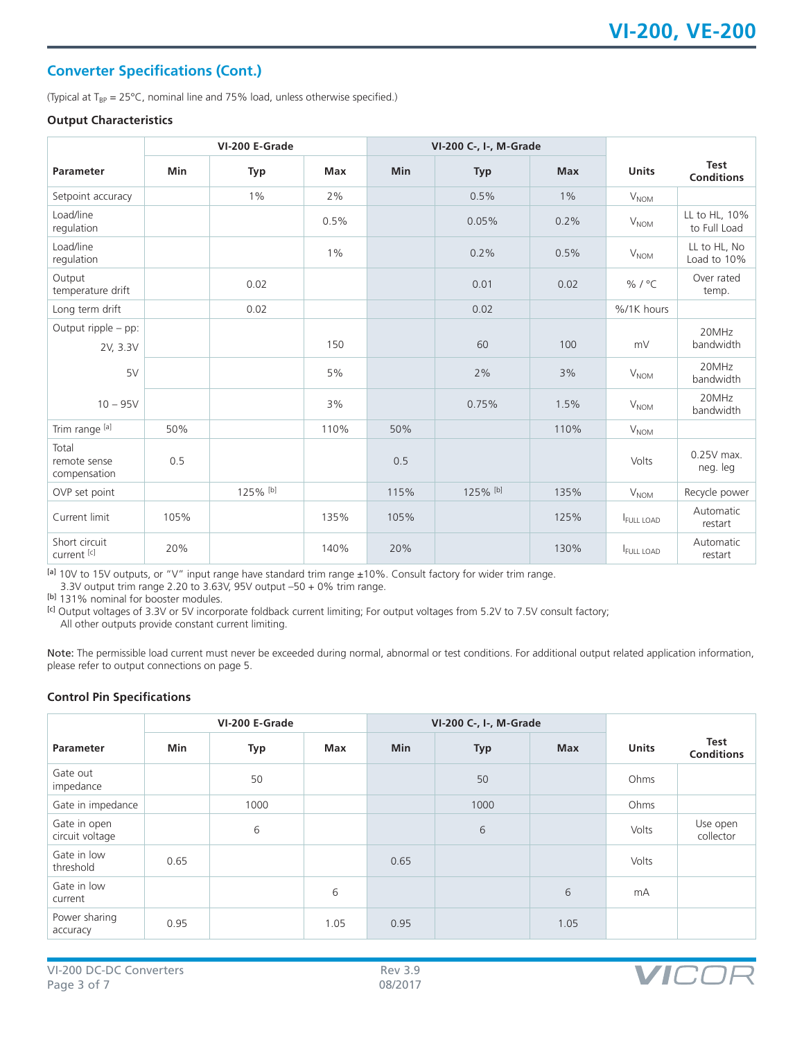## Converter Specifications (Cont.)

(Typical at $T_{BP}$ = 25°C, nominal line and 75% load, unless otherwise specified.)

### Output Characteristics

| Parameter | VI-200 E-Grade | | | VI-200 C-, I-, M-Grade | | | Units | Test Conditions |
|---|---|---|---|---|---|---|---|---|
| | Min | Typ | Max | Min | Typ | Max | | |
| Setpoint accuracy | | 1% | 2% | | 0.5% | 1% | $V_{NOM}$ | |
| Load/line regulation | | | 0.5% | | 0.05% | 0.2% | $V_{NOM}$ | LL to HL, 10% to Full Load |
| Load/line regulation | | | 1% | | 0.2% | 0.5% | $V_{NOM}$ | LL to HL, No Load to 10% |
| Output temperature drift | | 0.02 | | | 0.01 | 0.02 | % / °C | Over rated temp. |
| Long term drift | | 0.02 | | | 0.02 | | %/1K hours | |
| Output ripple – pp: 2V, 3.3V | | | 150 | | 60 | 100 | mV | 20MHz bandwidth |
| 5V | | | 5% | | 2% | 3% | $V_{NOM}$ | 20MHz bandwidth |
| 10 – 95V | | | 3% | | 0.75% | 1.5% | $V_{NOM}$ | 20MHz bandwidth |
| Trim range [a] | 50% | | 110% | 50% | | 110% | $V_{NOM}$ | |
| Total remote sense compensation | 0.5 | | | 0.5 | | | Volts | 0.25V max. neg. leg |
| OVP set point | | 125% [b] | | 115% | 125% [b] | 135% | $V_{NOM}$ | Recycle power |
| Current limit | 105% | | 135% | 105% | | 125% | $I_{FULL\ LOAD}$ | Automatic restart |
| Short circuit current [c] | 20% | | 140% | 20% | | 130% | $I_{FULL\ LOAD}$ | Automatic restart |

[a] 10V to 15V outputs, or "V" input range have standard trim range ±10%. Consult factory for wider trim range.
3.3V output trim range 2.20 to 3.63V, 95V output –50 + 0% trim range.

[b] 131% nominal for booster modules.

[c] Output voltages of 3.3V or 5V incorporate foldback current limiting; For output voltages from 5.2V to 7.5V consult factory;
All other outputs provide constant current limiting.

**Note:** The permissible load current must never be exceeded during normal, abnormal or test conditions. For additional output related application information, please refer to output connections on page 5.

### Control Pin Specifications

| Parameter | VI-200 E-Grade | | | VI-200 C-, I-, M-Grade | | | Units | Test Conditions |
|---|---|---|---|---|---|---|---|---|
| | Min | Typ | Max | Min | Typ | Max | | |
| Gate out impedance | | 50 | | | 50 | | Ohms | |
| Gate in impedance | | 1000 | | | 1000 | | Ohms | |
| Gate in open circuit voltage | | 6 | | | 6 | | Volts | Use open collector |
| Gate in low threshold | 0.65 | | | 0.65 | | | Volts | |
| Gate in low current | | | 6 | | | 6 | mA | |
| Power sharing accuracy | 0.95 | | 1.05 | 0.95 | | 1.05 | | |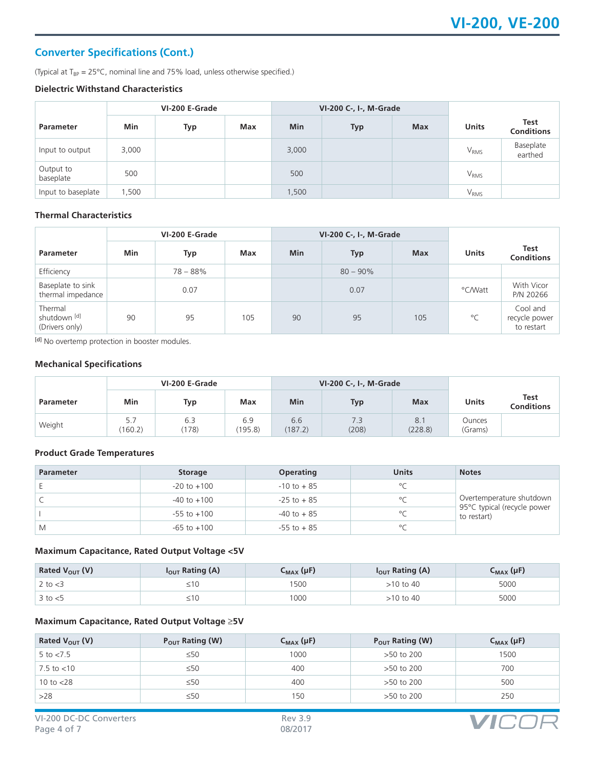## Converter Specifications (Cont.)

(Typical at $T_{BP}$ = 25°C, nominal line and 75% load, unless otherwise specified.)

### Dielectric Withstand Characteristics

| Parameter | VI-200 E-Grade | | | VI-200 C-, I-, M-Grade | | | Units | Test Conditions |
|---|---|---|---|---|---|---|---|---|
| | Min | Typ | Max | Min | Typ | Max | | |
| Input to output | 3,000 | | | 3,000 | | | $V_{RMS}$ | Baseplate earthed |
| Output to baseplate | 500 | | | 500 | | | $V_{RMS}$ | |
| Input to baseplate | 1,500 | | | 1,500 | | | $V_{RMS}$ | |

### Thermal Characteristics

| Parameter | VI-200 E-Grade | | | VI-200 C-, I-, M-Grade | | | Units | Test Conditions |
|---|---|---|---|---|---|---|---|---|
| | Min | Typ | Max | Min | Typ | Max | | |
| Efficiency | | 78 – 88% | | | 80 – 90% | | | |
| Baseplate to sink thermal impedance | | 0.07 | | | 0.07 | | °C/Watt | With Vicor P/N 20266 |
| Thermal shutdown [d] (Drivers only) | 90 | 95 | 105 | 90 | 95 | 105 | °C | Cool and recycle power to restart |

[d] No overtemp protection in booster modules.

### Mechanical Specifications

| Parameter | VI-200 E-Grade | | | VI-200 C-, I-, M-Grade | | | Units | Test Conditions |
|---|---|---|---|---|---|---|---|---|
| | Min | Typ | Max | Min | Typ | Max | | |
| Weight | 5.7 (160.2) | 6.3 (178) | 6.9 (195.8) | 6.6 (187.2) | 7.3 (208) | 8.1 (228.8) | Ounces (Grams) | |

### Product Grade Temperatures

| Parameter | Storage | Operating | Units | Notes |
|---|---|---|---|---|
| E | -20 to +100 | -10 to + 85 | °C | Overtemperature shutdown 95°C typical (recycle power to restart) |
| C | -40 to +100 | -25 to + 85 | °C | |
| I | -55 to +100 | -40 to + 85 | °C | |
| M | -65 to +100 | -55 to + 85 | °C | |

### Maximum Capacitance, Rated Output Voltage <5V

| Rated $V_{OUT}$ (V) | $I_{OUT}$ Rating (A) | $C_{MAX}$ (µF) | $I_{OUT}$ Rating (A) | $C_{MAX}$ (µF) |
|---|---|---|---|---|
| 2 to <3 | ≤10 | 1500 | >10 to 40 | 5000 |
| 3 to <5 | ≤10 | 1000 | >10 to 40 | 5000 |

### Maximum Capacitance, Rated Output Voltage ≥5V

| Rated $V_{OUT}$ (V) | $P_{OUT}$ Rating (W) | $C_{MAX}$ (µF) | $P_{OUT}$ Rating (W) | $C_{MAX}$ (µF) |
|---|---|---|---|---|
| 5 to <7.5 | ≤50 | 1000 | >50 to 200 | 1500 |
| 7.5 to <10 | ≤50 | 400 | >50 to 200 | 700 |
| 10 to <28 | ≤50 | 400 | >50 to 200 | 500 |
| >28 | ≤50 | 150 | >50 to 200 | 250 |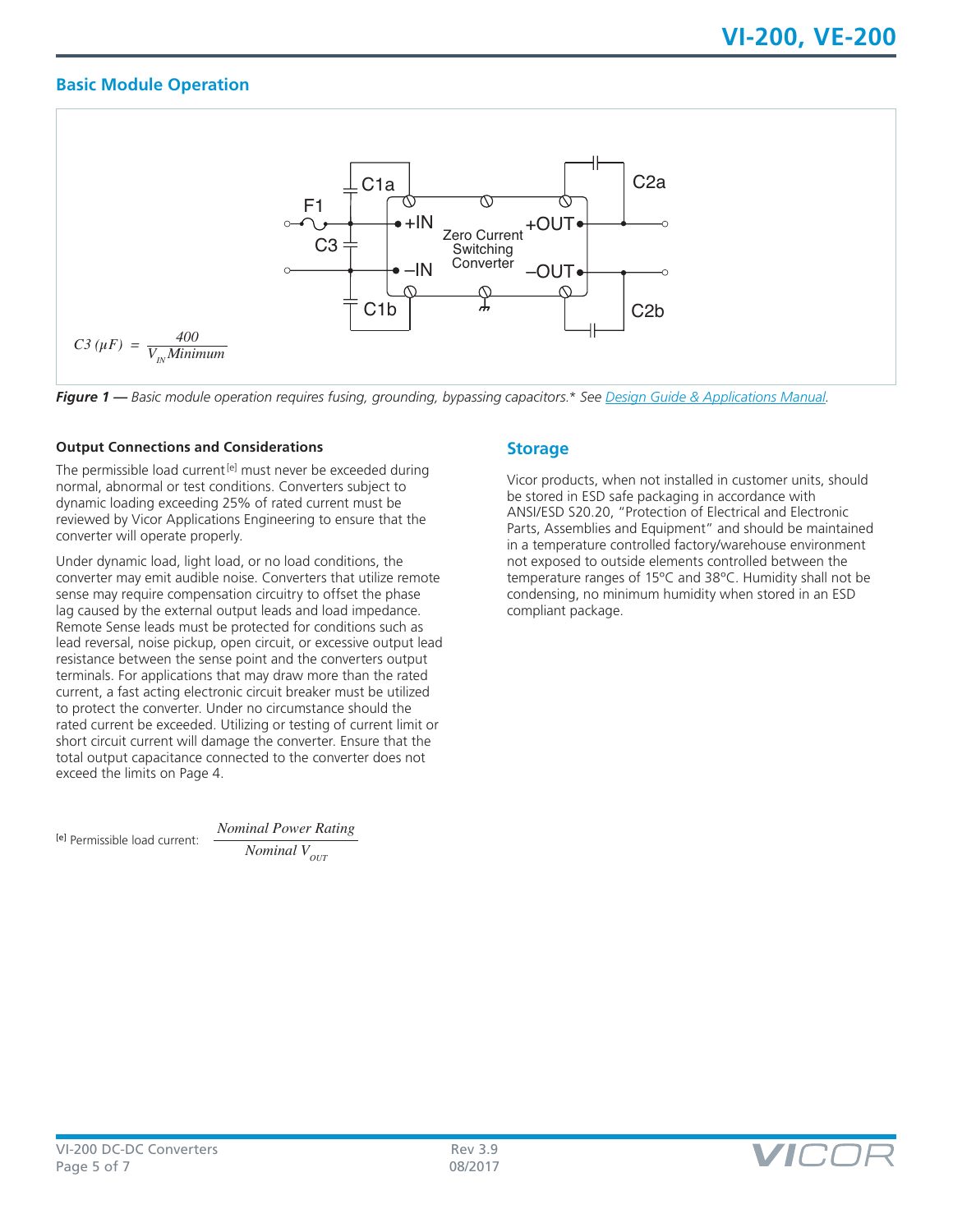## Basic Module Operation

$$C3\ (\mu F) = \frac{400}{V_{IN}\,Minimum}$$

***Figure 1 —*** *Basic module operation requires fusing, grounding, bypassing capacitors.* See [Design Guide & Applications Manual](Design Guide & Applications Manual).*

### Output Connections and Considerations

The permissible load current[e] must never be exceeded during normal, abnormal or test conditions. Converters subject to dynamic loading exceeding 25% of rated current must be reviewed by Vicor Applications Engineering to ensure that the converter will operate properly.

Under dynamic load, light load, or no load conditions, the converter may emit audible noise. Converters that utilize remote sense may require compensation circuitry to offset the phase lag caused by the external output leads and load impedance. Remote Sense leads must be protected for conditions such as lead reversal, noise pickup, open circuit, or excessive output lead resistance between the sense point and the converters output terminals. For applications that may draw more than the rated current, a fast acting electronic circuit breaker must be utilized to protect the converter. Under no circumstance should the rated current be exceeded. Utilizing or testing of current limit or short circuit current will damage the converter. Ensure that the total output capacitance connected to the converter does not exceed the limits on Page 4.

[e] Permissible load current: $\dfrac{Nominal\ Power\ Rating}{Nominal\ V_{OUT}}$

## Storage

Vicor products, when not installed in customer units, should be stored in ESD safe packaging in accordance with ANSI/ESD S20.20, "Protection of Electrical and Electronic Parts, Assemblies and Equipment" and should be maintained in a temperature controlled factory/warehouse environment not exposed to outside elements controlled between the temperature ranges of 15°C and 38°C. Humidity shall not be condensing, no minimum humidity when stored in an ESD compliant package.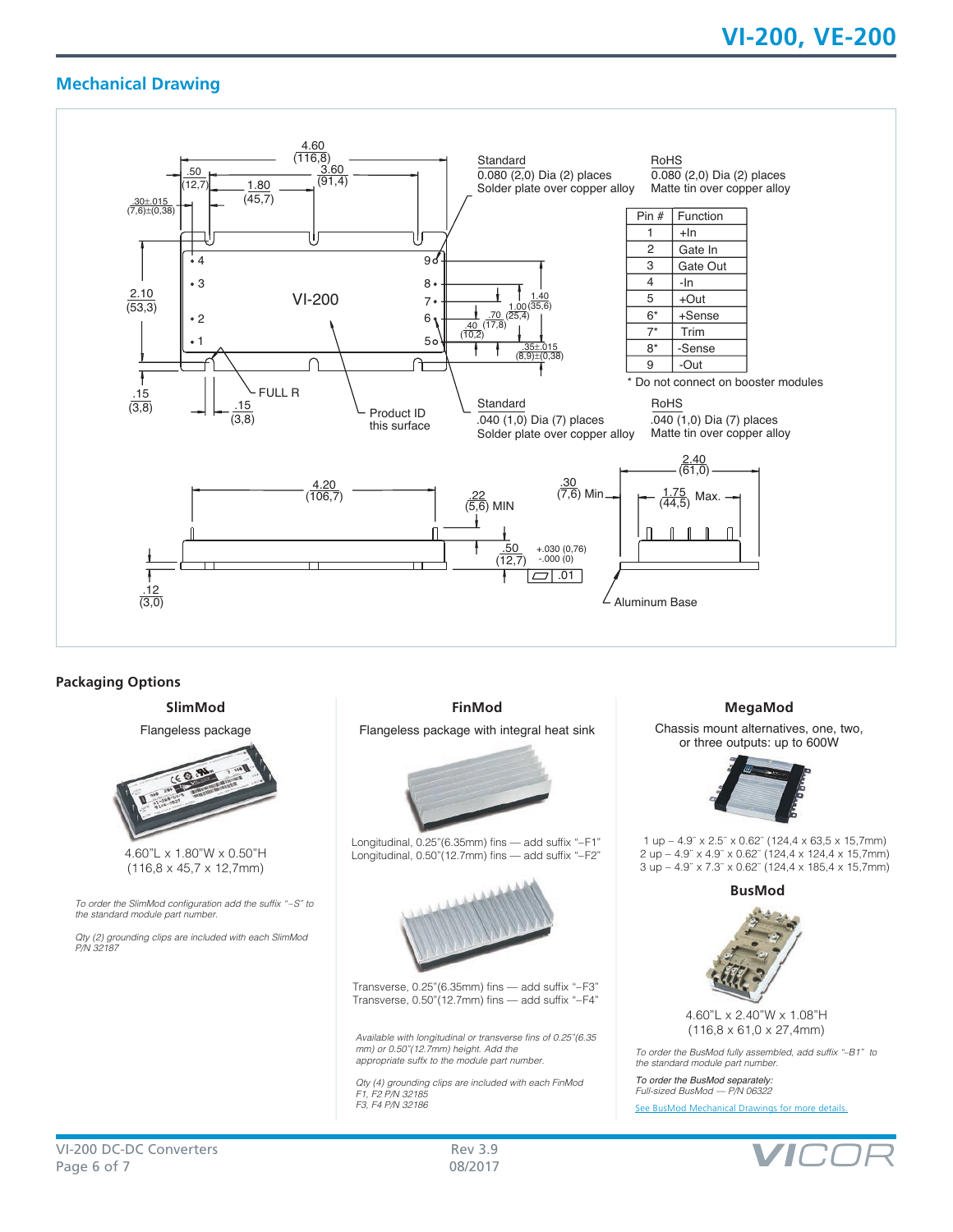## Mechanical Drawing

Standard
0.080 (2,0) Dia (2) places
Solder plate over copper alloy

RoHS
0.080 (2,0) Dia (2) places
Matte tin over copper alloy

| Pin # | Function |
|---|---|
| 1 | +In |
| 2 | Gate In |
| 3 | Gate Out |
| 4 | -In |
| 5 | +Out |
| 6* | +Sense |
| 7* | Trim |
| 8* | -Sense |
| 9 | -Out |

\* Do not connect on booster modules

Standard
.040 (1,0) Dia (7) places
Solder plate over copper alloy

RoHS
.040 (1,0) Dia (7) places
Matte tin over copper alloy

4.60 (116,8); 3.60 (91,4); .50 (12,7); 1.80 (45,7); .30±.015 (7,6)±(0,38); 2.10 (53,3); 1.40 (35,6); 1.00 (25,4); .70 (17,8); .40 (10,2); .35±.015 (8,9)±(0,38); .15 (3,8); .15 (3,8); FULL R; Product ID this surface; VI-200

4.20 (106,7); .22 (5,6) MIN; .30 (7,6) Min; .50 (12,7) +.030 (0,76) -.000 (0); .01; .12 (3,0); 2.40 (61,0); 1.75 (44,5) Max.; Aluminum Base

### Packaging Options

**SlimMod**

Flangeless package

4.60"L x 1.80"W x 0.50"H
(116,8 x 45,7 x 12,7mm)

*To order the SlimMod configuration add the suffix "–S" to the standard module part number.*

*Qty (2) grounding clips are included with each SlimMod P/N 32187*

**FinMod**

Flangeless package with integral heat sink

Longitudinal, 0.25"(6.35mm) fins — add suffix "–F1"
Longitudinal, 0.50"(12.7mm) fins — add suffix "–F2"

Transverse, 0.25"(6.35mm) fins — add suffix "–F3"
Transverse, 0.50"(12.7mm) fins — add suffix "–F4"

*Available with longitudinal or transverse fins of 0.25"(6.35 mm) or 0.50"(12.7mm) height. Add the appropriate suffix to the module part number.*

*Qty (4) grounding clips are included with each FinMod F1, F2 P/N 32185 F3, F4 P/N 32186*

**MegaMod**

Chassis mount alternatives, one, two, or three outputs: up to 600W

1 up – 4.9" x 2.5" x 0.62" (124,4 x 63,5 x 15,7mm)
2 up – 4.9" x 4.9" x 0.62" (124,4 x 124,4 x 15,7mm)
3 up – 4.9" x 7.3" x 0.62" (124,4 x 185,4 x 15,7mm)

**BusMod**

4.60"L x 2.40"W x 1.08"H
(116,8 x 61,0 x 27,4mm)

*To order the BusMod fully assembled, add suffix "–B1" to the standard module part number.*

*To order the BusMod separately: Full-sized BusMod — P/N 06322*

See BusMod Mechanical Drawings for more details.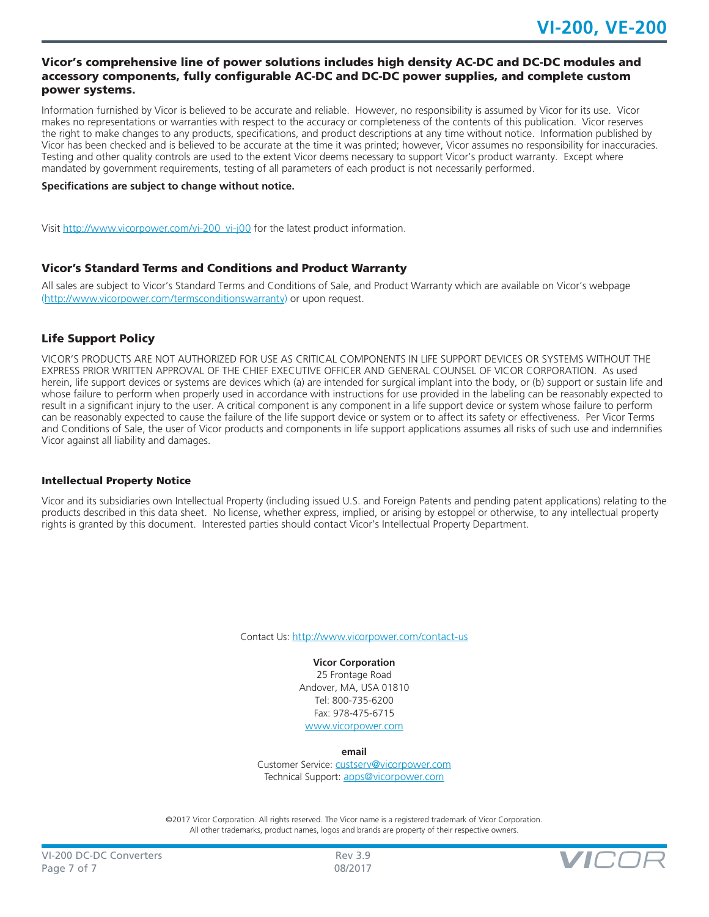## Vicor's comprehensive line of power solutions includes high density AC-DC and DC-DC modules and accessory components, fully configurable AC-DC and DC-DC power supplies, and complete custom power systems.

Information furnished by Vicor is believed to be accurate and reliable. However, no responsibility is assumed by Vicor for its use. Vicor makes no representations or warranties with respect to the accuracy or completeness of the contents of this publication. Vicor reserves the right to make changes to any products, specifications, and product descriptions at any time without notice. Information published by Vicor has been checked and is believed to be accurate at the time it was printed; however, Vicor assumes no responsibility for inaccuracies. Testing and other quality controls are used to the extent Vicor deems necessary to support Vicor's product warranty. Except where mandated by government requirements, testing of all parameters of each product is not necessarily performed.

**Specifications are subject to change without notice.**

Visit http://www.vicorpower.com/vi-200_vi-j00 for the latest product information.

### Vicor's Standard Terms and Conditions and Product Warranty

All sales are subject to Vicor's Standard Terms and Conditions of Sale, and Product Warranty which are available on Vicor's webpage (http://www.vicorpower.com/termsconditionswarranty) or upon request.

### Life Support Policy

VICOR'S PRODUCTS ARE NOT AUTHORIZED FOR USE AS CRITICAL COMPONENTS IN LIFE SUPPORT DEVICES OR SYSTEMS WITHOUT THE EXPRESS PRIOR WRITTEN APPROVAL OF THE CHIEF EXECUTIVE OFFICER AND GENERAL COUNSEL OF VICOR CORPORATION. As used herein, life support devices or systems are devices which (a) are intended for surgical implant into the body, or (b) support or sustain life and whose failure to perform when properly used in accordance with instructions for use provided in the labeling can be reasonably expected to result in a significant injury to the user. A critical component is any component in a life support device or system whose failure to perform can be reasonably expected to cause the failure of the life support device or system or to affect its safety or effectiveness. Per Vicor Terms and Conditions of Sale, the user of Vicor products and components in life support applications assumes all risks of such use and indemnifies Vicor against all liability and damages.

### Intellectual Property Notice

Vicor and its subsidiaries own Intellectual Property (including issued U.S. and Foreign Patents and pending patent applications) relating to the products described in this data sheet. No license, whether express, implied, or arising by estoppel or otherwise, to any intellectual property rights is granted by this document. Interested parties should contact Vicor's Intellectual Property Department.

Contact Us: http://www.vicorpower.com/contact-us

**Vicor Corporation**
25 Frontage Road
Andover, MA, USA 01810
Tel: 800-735-6200
Fax: 978-475-6715
www.vicorpower.com

**email**
Customer Service: custserv@vicorpower.com
Technical Support: apps@vicorpower.com

©2017 Vicor Corporation. All rights reserved. The Vicor name is a registered trademark of Vicor Corporation.
All other trademarks, product names, logos and brands are property of their respective owners.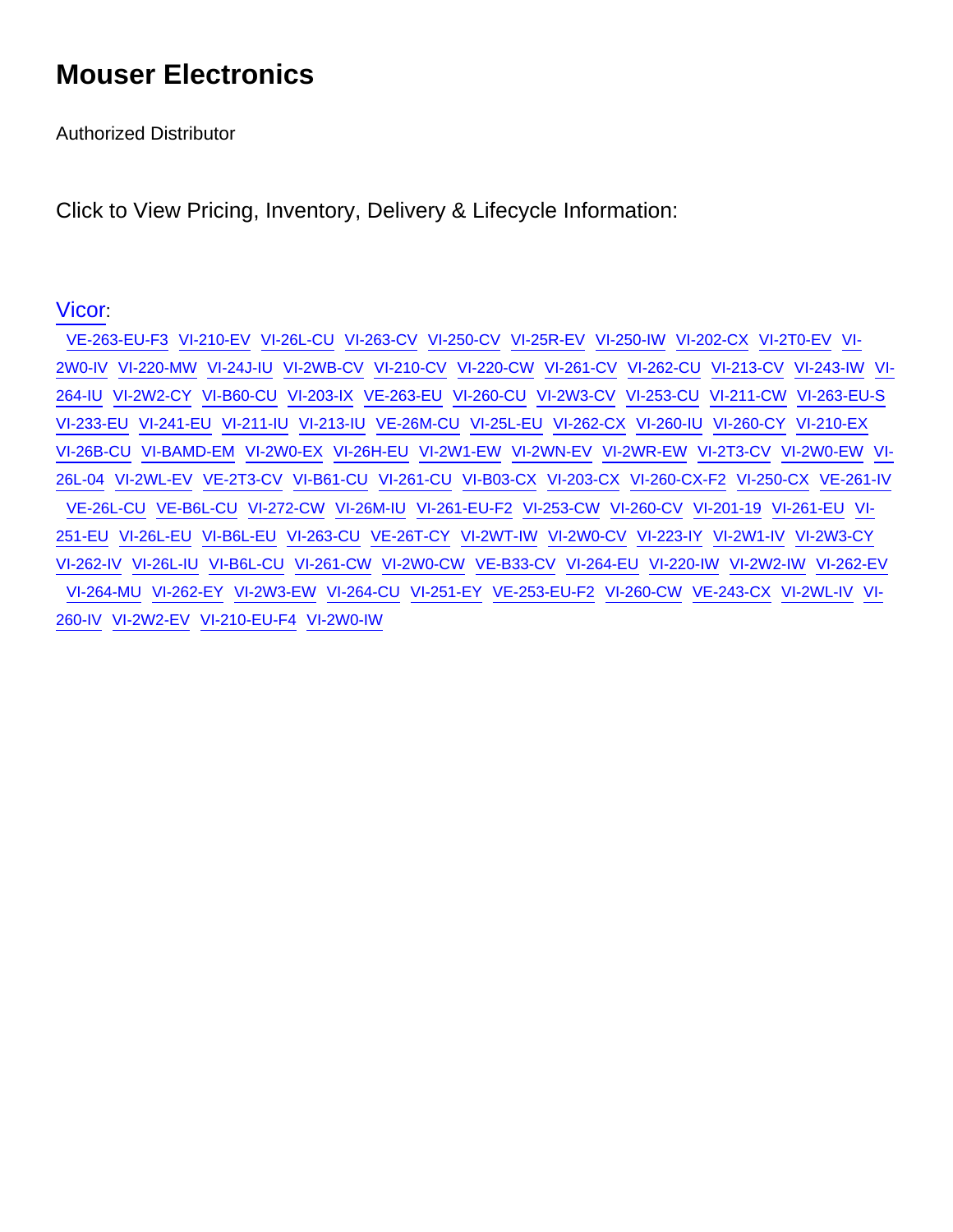# Mouser Electronics

Authorized Distributor

Click to View Pricing, Inventory, Delivery & Lifecycle Information:

Vicor:

VE-263-EU-F3 VI-210-EV VI-26L-CU VI-263-CV VI-250-CV VI-25R-EV VI-250-IW VI-202-CX VI-2T0-EV VI-2W0-IV VI-220-MW VI-24J-IU VI-2WB-CV VI-210-CV VI-220-CW VI-261-CV VI-262-CU VI-213-CV VI-243-IW VI-264-IU VI-2W2-CY VI-B60-CU VI-203-IX VE-263-EU VI-260-CU VI-2W3-CV VI-253-CU VI-211-CW VI-263-EU-S VI-233-EU VI-241-EU VI-211-IU VI-213-IU VE-26M-CU VI-25L-EU VI-262-CX VI-260-IU VI-260-CY VI-210-EX VI-26B-CU VI-BAMD-EM VI-2W0-EX VI-26H-EU VI-2W1-EW VI-2WN-EV VI-2WR-EW VI-2T3-CV VI-2W0-EW VI-26L-04 VI-2WL-EV VE-2T3-CV VI-B61-CU VI-261-CU VI-B03-CX VI-203-CX VI-260-CX-F2 VI-250-CX VE-261-IV VE-26L-CU VE-B6L-CU VI-272-CW VI-26M-IU VI-261-EU-F2 VI-253-CW VI-260-CV VI-201-19 VI-261-EU VI-251-EU VI-26L-EU VI-B6L-EU VI-263-CU VE-26T-CY VI-2WT-IW VI-2W0-CV VI-223-IY VI-2W1-IV VI-2W3-CY VI-262-IV VI-26L-IU VI-B6L-CU VI-261-CW VI-2W0-CW VE-B33-CV VI-264-EU VI-220-IW VI-2W2-IW VI-262-EV VI-264-MU VI-262-EY VI-2W3-EW VI-264-CU VI-251-EY VE-253-EU-F2 VI-260-CW VE-243-CX VI-2WL-IV VI-260-IV VI-2W2-EV VI-210-EU-F4 VI-2W0-IW